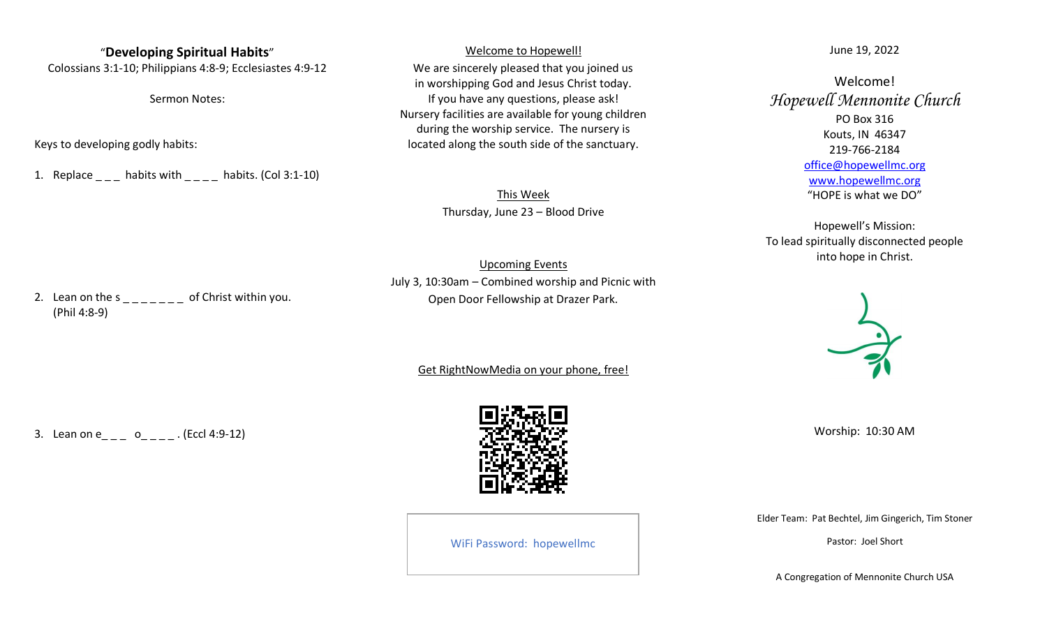# "**Developing Spiritual Habits**"

Colossians 3:1-10; Philippians 4:8-9; Ecclesiastes 4:9-12

Sermon Notes:

Keys to developing godly habits:

1. Replace _ _ _ habits with _ _ _ _ habits. (Col 3:1-10)

2. Lean on the s _ _ _ _ _ _ _ of Christ within you. (Phil 4:8-9)

3. Lean on e_ _ _ o_ _ _ _ . (Eccl 4:9-12)

<u>Welcome to Hopewell!</u>

We are sincerely pleased that you joined us in worshipping God and Jesus Christ today. If you have any questions, please ask! Nursery facilities are available for young children during the worship service. The nursery is located along the south side of the sanctuary.

<u>This Week</u>

Thursday, June 23 – Blood Drive

<u>Upcoming Events</u>

July 3, 10:30am – Combined worship and Picnic with Open Door Fellowship at Drazer Park.

<u>Get RightNowMedia on your phone, free!</u>

WiFi Password: hopewellmc

June 19, 2022

Welcome!

*Hopewell Mennonite Church*

PO Box 316
Kouts, IN 46347
219-766-2184
office@hopewellmc.org
www.hopewellmc.org
"HOPE is what we DO"

Hopewell's Mission:
To lead spiritually disconnected people into hope in Christ.

Worship: 10:30 AM

Elder Team: Pat Bechtel, Jim Gingerich, Tim Stoner

Pastor: Joel Short

A Congregation of Mennonite Church USA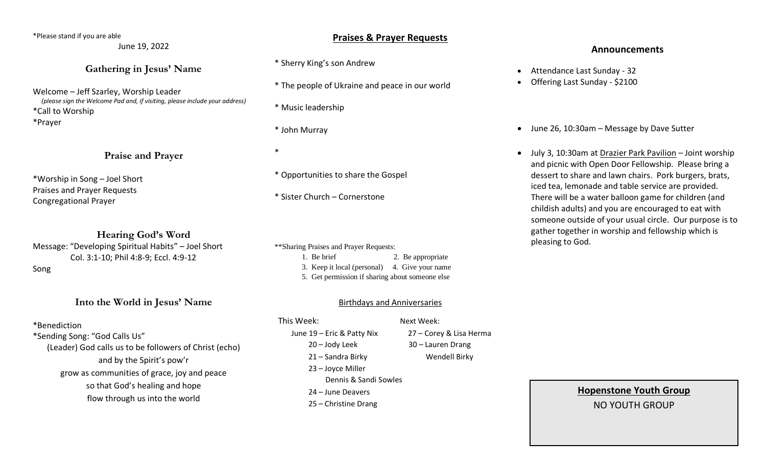*Please stand if you are able

June 19, 2022

## Gathering in Jesus' Name

Welcome – Jeff Szarley, Worship Leader
*(please sign the Welcome Pad and, if visiting, please include your address)*
*Call to Worship
*Prayer

## Praise and Prayer

*Worship in Song – Joel Short
Praises and Prayer Requests
Congregational Prayer

## Hearing God's Word

Message: "Developing Spiritual Habits" – Joel Short
Col. 3:1-10; Phil 4:8-9; Eccl. 4:9-12
Song

## Into the World in Jesus' Name

*Benediction
*Sending Song: "God Calls Us"
(Leader) God calls us to be followers of Christ (echo)
and by the Spirit's pow'r
grow as communities of grace, joy and peace
so that God's healing and hope
flow through us into the world

## Praises & Prayer Requests

* Sherry King's son Andrew

* The people of Ukraine and peace in our world

* Music leadership

* John Murray

*

* Opportunities to share the Gospel

* Sister Church – Cornerstone

**Sharing Praises and Prayer Requests:
1. Be brief 2. Be appropriate
3. Keep it local (personal) 4. Give your name
5. Get permission if sharing about someone else

### Birthdays and Anniversaries

This Week:
June 19 – Eric & Patty Nix
20 – Jody Leek
21 – Sandra Birky
23 – Joyce Miller
Dennis & Sandi Sowles
24 – June Deavers
25 – Christine Drang

Next Week:
27 – Corey & Lisa Herma
30 – Lauren Drang
Wendell Birky

## Announcements

- Attendance Last Sunday - 32
- Offering Last Sunday - $2100

- June 26, 10:30am – Message by Dave Sutter
- July 3, 10:30am at Drazier Park Pavilion – Joint worship and picnic with Open Door Fellowship. Please bring a dessert to share and lawn chairs. Pork burgers, brats, iced tea, lemonade and table service are provided. There will be a water balloon game for children (and childish adults) and you are encouraged to eat with someone outside of your usual circle. Our purpose is to gather together in worship and fellowship which is pleasing to God.

**Hopenstone Youth Group**

NO YOUTH GROUP